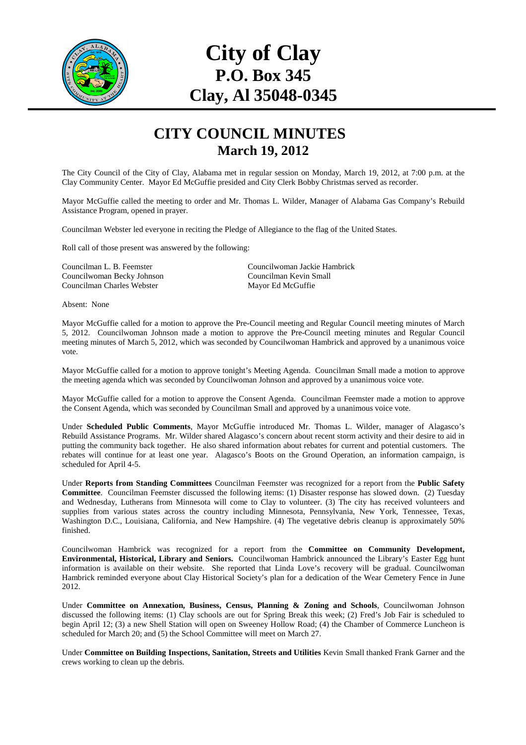# City of Clay
# P.O. Box 345
# Clay, Al 35048-0345

## CITY COUNCIL MINUTES
## March 19, 2012

The City Council of the City of Clay, Alabama met in regular session on Monday, March 19, 2012, at 7:00 p.m. at the Clay Community Center. Mayor Ed McGuffie presided and City Clerk Bobby Christmas served as recorder.

Mayor McGuffie called the meeting to order and Mr. Thomas L. Wilder, Manager of Alabama Gas Company's Rebuild Assistance Program, opened in prayer.

Councilman Webster led everyone in reciting the Pledge of Allegiance to the flag of the United States.

Roll call of those present was answered by the following:

Councilman L. B. Feemster
Councilwoman Jackie Hambrick
Councilwoman Becky Johnson
Councilman Kevin Small
Councilman Charles Webster
Mayor Ed McGuffie

Absent: None

Mayor McGuffie called for a motion to approve the Pre-Council meeting and Regular Council meeting minutes of March 5, 2012. Councilwoman Johnson made a motion to approve the Pre-Council meeting minutes and Regular Council meeting minutes of March 5, 2012, which was seconded by Councilwoman Hambrick and approved by a unanimous voice vote.

Mayor McGuffie called for a motion to approve tonight's Meeting Agenda. Councilman Small made a motion to approve the meeting agenda which was seconded by Councilwoman Johnson and approved by a unanimous voice vote.

Mayor McGuffie called for a motion to approve the Consent Agenda. Councilman Feemster made a motion to approve the Consent Agenda, which was seconded by Councilman Small and approved by a unanimous voice vote.

Under **Scheduled Public Comments**, Mayor McGuffie introduced Mr. Thomas L. Wilder, manager of Alagasco's Rebuild Assistance Programs. Mr. Wilder shared Alagasco's concern about recent storm activity and their desire to aid in putting the community back together. He also shared information about rebates for current and potential customers. The rebates will continue for at least one year. Alagasco's Boots on the Ground Operation, an information campaign, is scheduled for April 4-5.

Under **Reports from Standing Committees** Councilman Feemster was recognized for a report from the **Public Safety Committee**. Councilman Feemster discussed the following items: (1) Disaster response has slowed down. (2) Tuesday and Wednesday, Lutherans from Minnesota will come to Clay to volunteer. (3) The city has received volunteers and supplies from various states across the country including Minnesota, Pennsylvania, New York, Tennessee, Texas, Washington D.C., Louisiana, California, and New Hampshire. (4) The vegetative debris cleanup is approximately 50% finished.

Councilwoman Hambrick was recognized for a report from the **Committee on Community Development, Environmental, Historical, Library and Seniors.** Councilwoman Hambrick announced the Library's Easter Egg hunt information is available on their website. She reported that Linda Love's recovery will be gradual. Councilwoman Hambrick reminded everyone about Clay Historical Society's plan for a dedication of the Wear Cemetery Fence in June 2012.

Under **Committee on Annexation, Business, Census, Planning & Zoning and Schools**, Councilwoman Johnson discussed the following items: (1) Clay schools are out for Spring Break this week; (2) Fred's Job Fair is scheduled to begin April 12; (3) a new Shell Station will open on Sweeney Hollow Road; (4) the Chamber of Commerce Luncheon is scheduled for March 20; and (5) the School Committee will meet on March 27.

Under **Committee on Building Inspections, Sanitation, Streets and Utilities** Kevin Small thanked Frank Garner and the crews working to clean up the debris.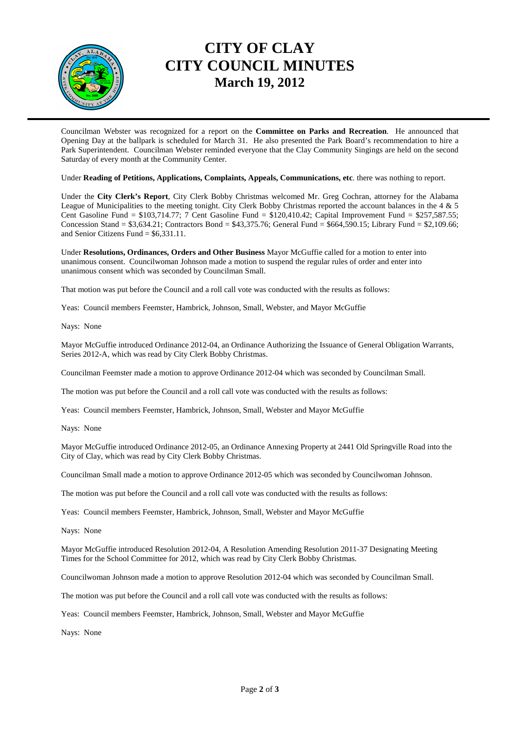# CITY OF CLAY
# CITY COUNCIL MINUTES
## March 19, 2012

Councilman Webster was recognized for a report on the **Committee on Parks and Recreation**. He announced that Opening Day at the ballpark is scheduled for March 31. He also presented the Park Board's recommendation to hire a Park Superintendent. Councilman Webster reminded everyone that the Clay Community Singings are held on the second Saturday of every month at the Community Center.

Under **Reading of Petitions, Applications, Complaints, Appeals, Communications, etc**. there was nothing to report.

Under the **City Clerk's Report**, City Clerk Bobby Christmas welcomed Mr. Greg Cochran, attorney for the Alabama League of Municipalities to the meeting tonight. City Clerk Bobby Christmas reported the account balances in the 4 & 5 Cent Gasoline Fund = $103,714.77; 7 Cent Gasoline Fund = $120,410.42; Capital Improvement Fund = $257,587.55; Concession Stand = $3,634.21; Contractors Bond = $43,375.76; General Fund = $664,590.15; Library Fund = $2,109.66; and Senior Citizens Fund = $6,331.11.

Under **Resolutions, Ordinances, Orders and Other Business** Mayor McGuffie called for a motion to enter into unanimous consent. Councilwoman Johnson made a motion to suspend the regular rules of order and enter into unanimous consent which was seconded by Councilman Small.

That motion was put before the Council and a roll call vote was conducted with the results as follows:

Yeas: Council members Feemster, Hambrick, Johnson, Small, Webster, and Mayor McGuffie

Nays: None

Mayor McGuffie introduced Ordinance 2012-04, an Ordinance Authorizing the Issuance of General Obligation Warrants, Series 2012-A, which was read by City Clerk Bobby Christmas.

Councilman Feemster made a motion to approve Ordinance 2012-04 which was seconded by Councilman Small.

The motion was put before the Council and a roll call vote was conducted with the results as follows:

Yeas: Council members Feemster, Hambrick, Johnson, Small, Webster and Mayor McGuffie

Nays: None

Mayor McGuffie introduced Ordinance 2012-05, an Ordinance Annexing Property at 2441 Old Springville Road into the City of Clay, which was read by City Clerk Bobby Christmas.

Councilman Small made a motion to approve Ordinance 2012-05 which was seconded by Councilwoman Johnson.

The motion was put before the Council and a roll call vote was conducted with the results as follows:

Yeas: Council members Feemster, Hambrick, Johnson, Small, Webster and Mayor McGuffie

Nays: None

Mayor McGuffie introduced Resolution 2012-04, A Resolution Amending Resolution 2011-37 Designating Meeting Times for the School Committee for 2012, which was read by City Clerk Bobby Christmas.

Councilwoman Johnson made a motion to approve Resolution 2012-04 which was seconded by Councilman Small.

The motion was put before the Council and a roll call vote was conducted with the results as follows:

Yeas: Council members Feemster, Hambrick, Johnson, Small, Webster and Mayor McGuffie

Nays: None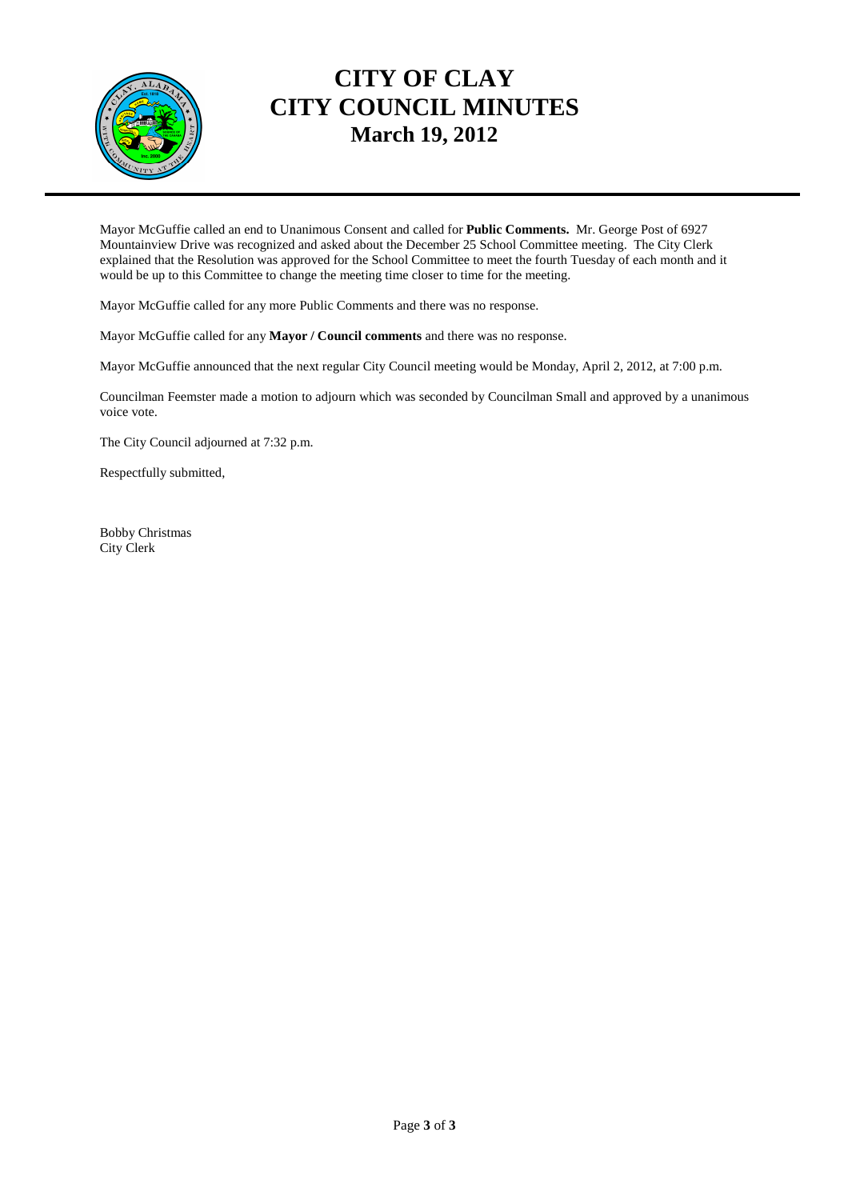# CITY OF CLAY
# CITY COUNCIL MINUTES
## March 19, 2012

Mayor McGuffie called an end to Unanimous Consent and called for **Public Comments.** Mr. George Post of 6927 Mountainview Drive was recognized and asked about the December 25 School Committee meeting. The City Clerk explained that the Resolution was approved for the School Committee to meet the fourth Tuesday of each month and it would be up to this Committee to change the meeting time closer to time for the meeting.

Mayor McGuffie called for any more Public Comments and there was no response.

Mayor McGuffie called for any **Mayor / Council comments** and there was no response.

Mayor McGuffie announced that the next regular City Council meeting would be Monday, April 2, 2012, at 7:00 p.m.

Councilman Feemster made a motion to adjourn which was seconded by Councilman Small and approved by a unanimous voice vote.

The City Council adjourned at 7:32 p.m.

Respectfully submitted,

Bobby Christmas
City Clerk